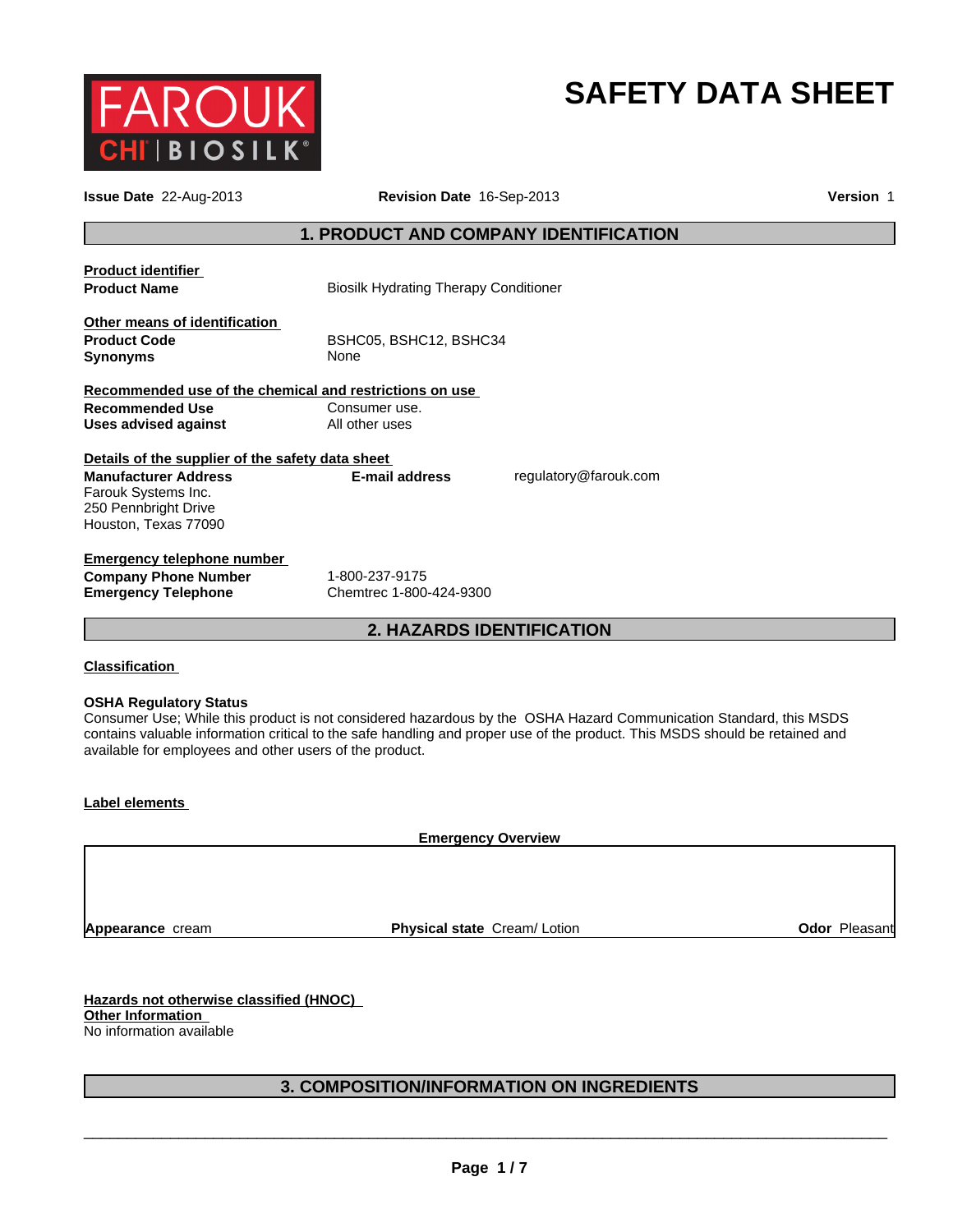# SAFETY DATA SHEET

**Issue Date** 22-Aug-2013 **Revision Date** 16-Sep-2013 **Version** 1

## 1. PRODUCT AND COMPANY IDENTIFICATION

**Product identifier**

| | |
|---|---|
| **Product Name** | Biosilk Hydrating Therapy Conditioner |

**Other means of identification**

| | |
|---|---|
| **Product Code** | BSHC05, BSHC12, BSHC34 |
| **Synonyms** | None |

**Recommended use of the chemical and restrictions on use**

| | |
|---|---|
| **Recommended Use** | Consumer use. |
| **Uses advised against** | All other uses |

**Details of the supplier of the safety data sheet**

**Manufacturer Address**
Farouk Systems Inc.
250 Pennbright Drive
Houston, Texas 77090

**E-mail address** regulatory@farouk.com

**Emergency telephone number**

| | |
|---|---|
| **Company Phone Number** | 1-800-237-9175 |
| **Emergency Telephone** | Chemtrec 1-800-424-9300 |

## 2. HAZARDS IDENTIFICATION

**Classification**

**OSHA Regulatory Status**
Consumer Use; While this product is not considered hazardous by the OSHA Hazard Communication Standard, this MSDS contains valuable information critical to the safe handling and proper use of the product. This MSDS should be retained and available for employees and other users of the product.

**Label elements**

**Emergency Overview**

| | | |
|---|---|---|
| **Appearance** cream | **Physical state** Cream/ Lotion | **Odor** Pleasant |

**Hazards not otherwise classified (HNOC)**
**Other Information**
No information available

## 3. COMPOSITION/INFORMATION ON INGREDIENTS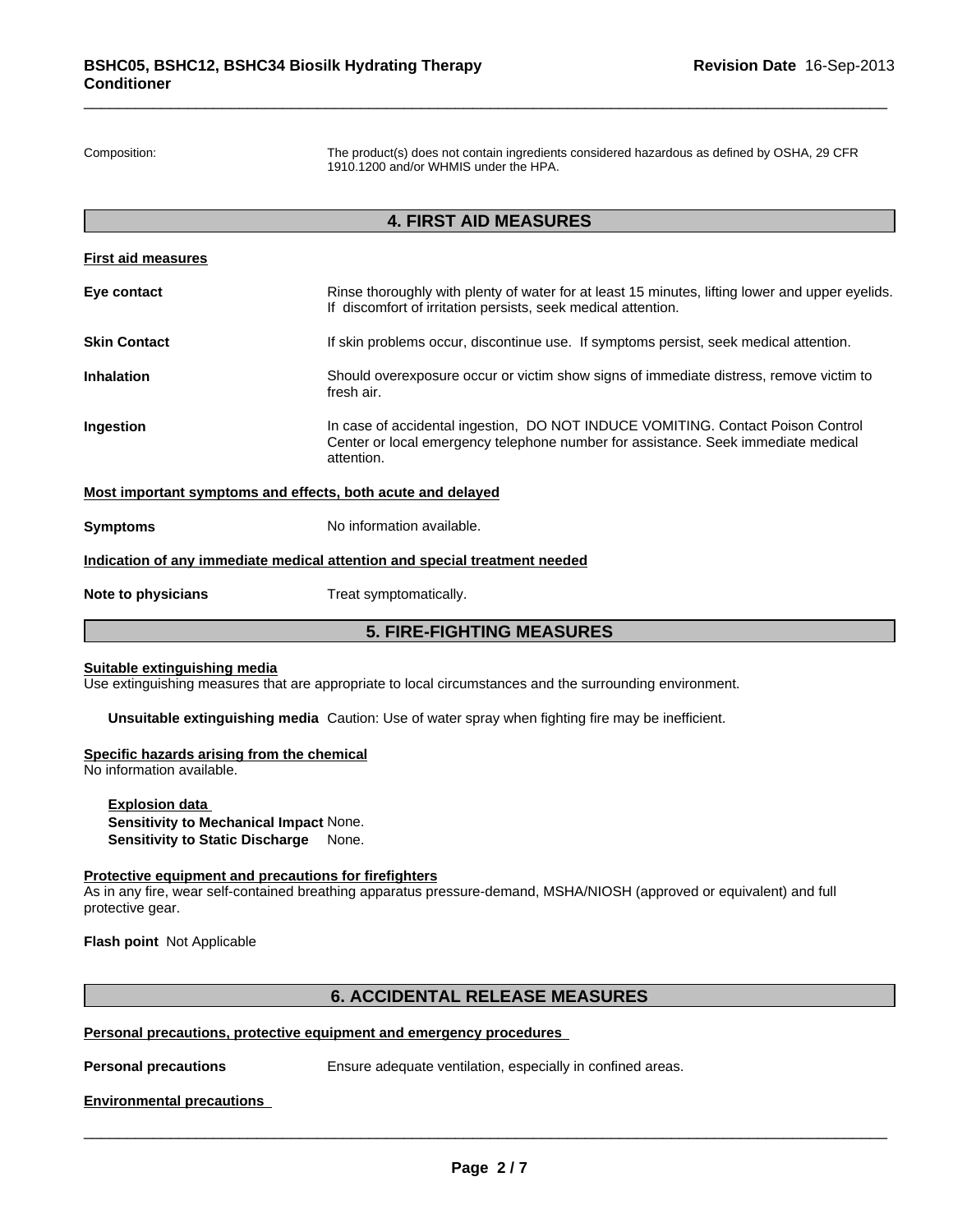| | |
|---|---|
| Composition: | The product(s) does not contain ingredients considered hazardous as defined by OSHA, 29 CFR 1910.1200 and/or WHMIS under the HPA. |

## 4. FIRST AID MEASURES

**First aid measures**

| | |
|---|---|
| **Eye contact** | Rinse thoroughly with plenty of water for at least 15 minutes, lifting lower and upper eyelids. If discomfort of irritation persists, seek medical attention. |
| **Skin Contact** | If skin problems occur, discontinue use. If symptoms persist, seek medical attention. |
| **Inhalation** | Should overexposure occur or victim show signs of immediate distress, remove victim to fresh air. |
| **Ingestion** | In case of accidental ingestion, DO NOT INDUCE VOMITING. Contact Poison Control Center or local emergency telephone number for assistance. Seek immediate medical attention. |

**Most important symptoms and effects, both acute and delayed**

**Symptoms** No information available.

**Indication of any immediate medical attention and special treatment needed**

**Note to physicians** Treat symptomatically.

## 5. FIRE-FIGHTING MEASURES

**Suitable extinguishing media**
Use extinguishing measures that are appropriate to local circumstances and the surrounding environment.

**Unsuitable extinguishing media** Caution: Use of water spray when fighting fire may be inefficient.

**Specific hazards arising from the chemical**
No information available.

**Explosion data**
**Sensitivity to Mechanical Impact** None.
**Sensitivity to Static Discharge** None.

**Protective equipment and precautions for firefighters**
As in any fire, wear self-contained breathing apparatus pressure-demand, MSHA/NIOSH (approved or equivalent) and full protective gear.

**Flash point** Not Applicable

## 6. ACCIDENTAL RELEASE MEASURES

**Personal precautions, protective equipment and emergency procedures**

**Personal precautions** Ensure adequate ventilation, especially in confined areas.

**Environmental precautions**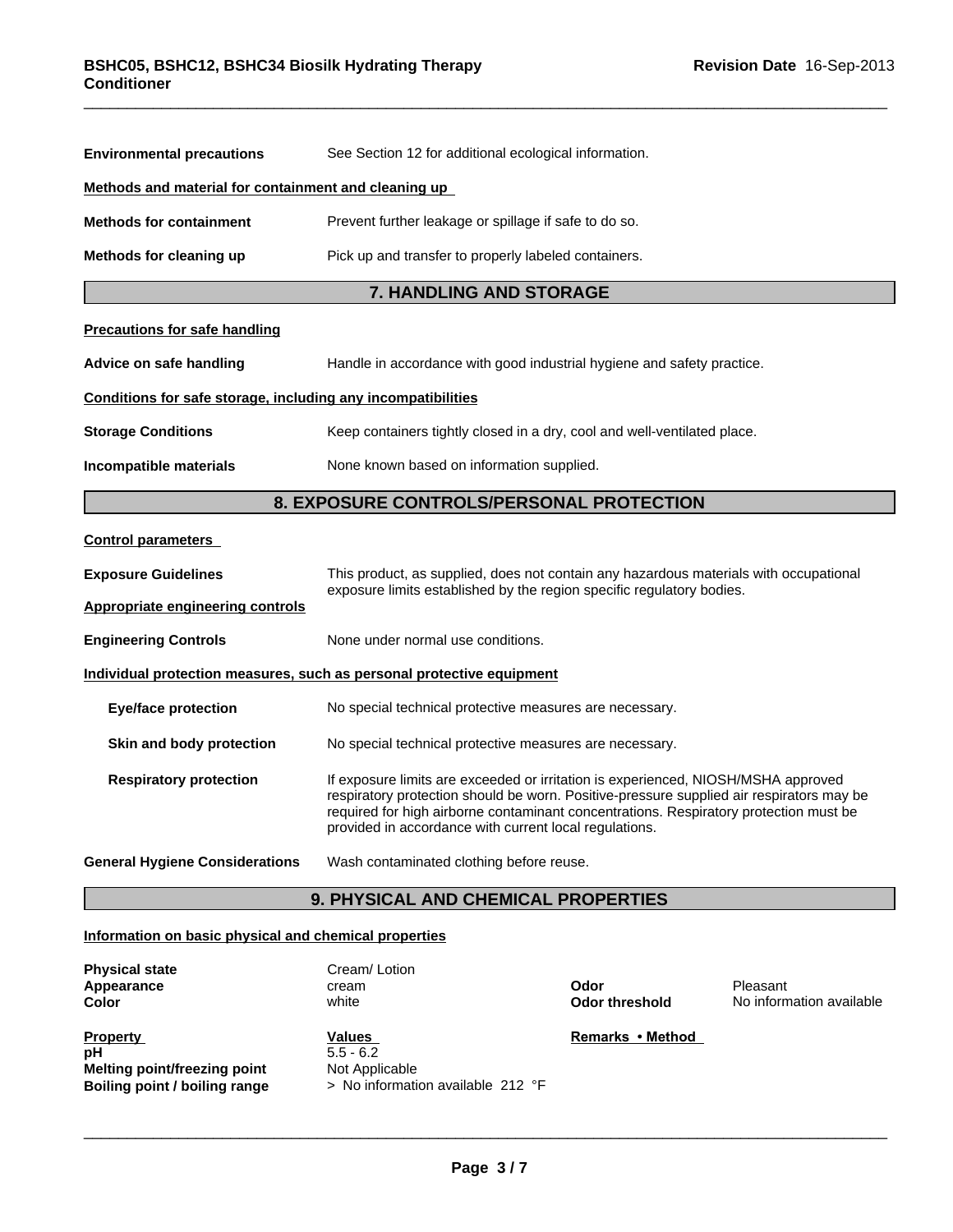| | |
|---|---|
| **Environmental precautions** | See Section 12 for additional ecological information. |

**Methods and material for containment and cleaning up**

| | |
|---|---|
| **Methods for containment** | Prevent further leakage or spillage if safe to do so. |
| **Methods for cleaning up** | Pick up and transfer to properly labeled containers. |

## 7. HANDLING AND STORAGE

**Precautions for safe handling**

| | |
|---|---|
| **Advice on safe handling** | Handle in accordance with good industrial hygiene and safety practice. |

**Conditions for safe storage, including any incompatibilities**

| | |
|---|---|
| **Storage Conditions** | Keep containers tightly closed in a dry, cool and well-ventilated place. |
| **Incompatible materials** | None known based on information supplied. |

## 8. EXPOSURE CONTROLS/PERSONAL PROTECTION

**Control parameters**

| | |
|---|---|
| **Exposure Guidelines** | This product, as supplied, does not contain any hazardous materials with occupational exposure limits established by the region specific regulatory bodies. |

**Appropriate engineering controls**

| | |
|---|---|
| **Engineering Controls** | None under normal use conditions. |

**Individual protection measures, such as personal protective equipment**

| | |
|---|---|
| **Eye/face protection** | No special technical protective measures are necessary. |
| **Skin and body protection** | No special technical protective measures are necessary. |
| **Respiratory protection** | If exposure limits are exceeded or irritation is experienced, NIOSH/MSHA approved respiratory protection should be worn. Positive-pressure supplied air respirators may be required for high airborne contaminant concentrations. Respiratory protection must be provided in accordance with current local regulations. |
| **General Hygiene Considerations** | Wash contaminated clothing before reuse. |

## 9. PHYSICAL AND CHEMICAL PROPERTIES

**Information on basic physical and chemical properties**

| | | | |
|---|---|---|---|
| **Physical state** | Cream/ Lotion | | |
| **Appearance** | cream | **Odor** | Pleasant |
| **Color** | white | **Odor threshold** | No information available |

| **Property** | **Values** | **Remarks • Method** |
|---|---|---|
| **pH** | 5.5 - 6.2 | |
| **Melting point/freezing point** | Not Applicable | |
| **Boiling point / boiling range** | > No information available 212 °F | |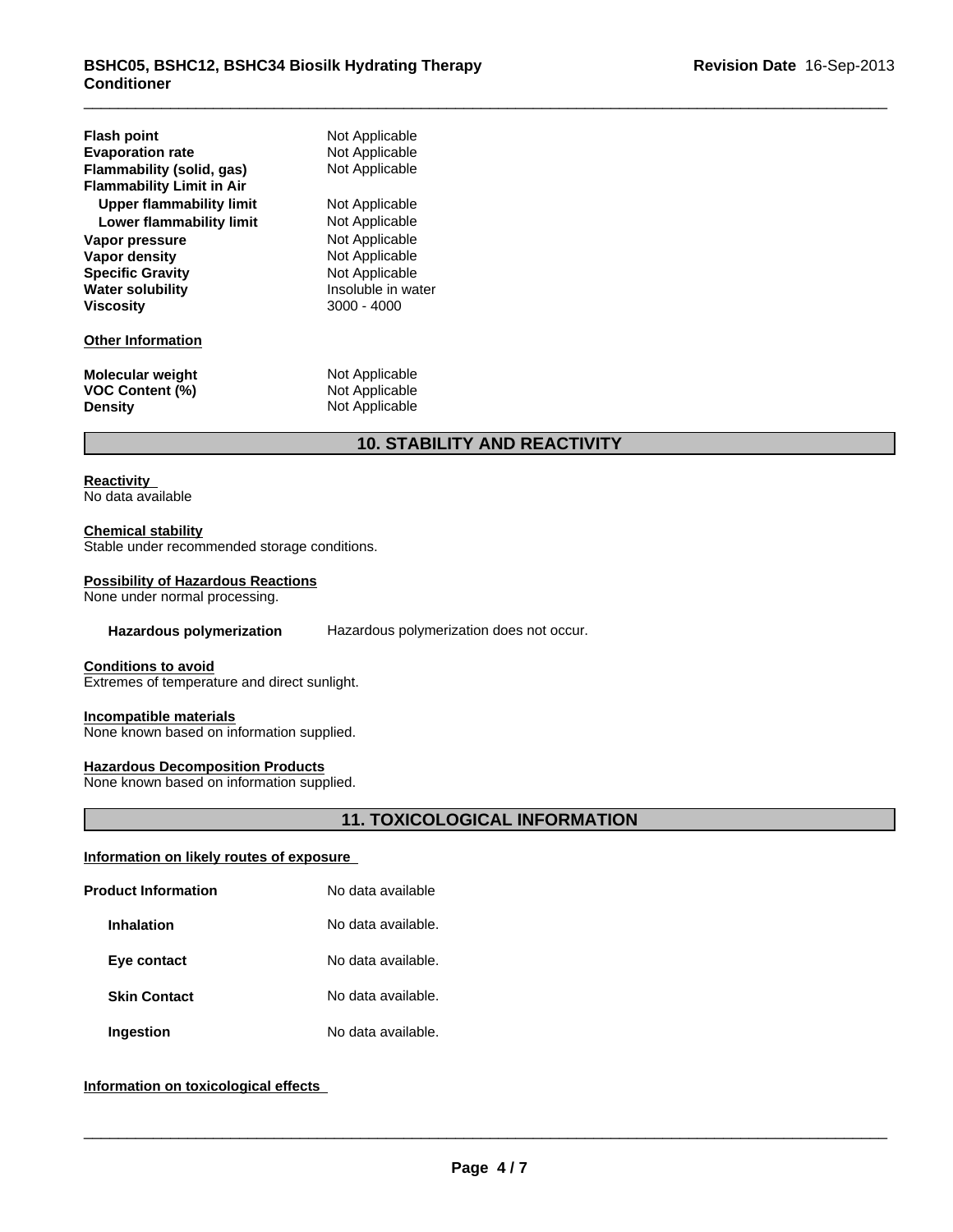| | |
|---|---|
| **Flash point** | Not Applicable |
| **Evaporation rate** | Not Applicable |
| **Flammability (solid, gas)** | Not Applicable |
| **Flammability Limit in Air** | |
| **Upper flammability limit** | Not Applicable |
| **Lower flammability limit** | Not Applicable |
| **Vapor pressure** | Not Applicable |
| **Vapor density** | Not Applicable |
| **Specific Gravity** | Not Applicable |
| **Water solubility** | Insoluble in water |
| **Viscosity** | 3000 - 4000 |

**Other Information**

| | |
|---|---|
| **Molecular weight** | Not Applicable |
| **VOC Content (%)** | Not Applicable |
| **Density** | Not Applicable |

## 10. STABILITY AND REACTIVITY

**Reactivity**
No data available

**Chemical stability**
Stable under recommended storage conditions.

**Possibility of Hazardous Reactions**
None under normal processing.

**Hazardous polymerization** Hazardous polymerization does not occur.

**Conditions to avoid**
Extremes of temperature and direct sunlight.

**Incompatible materials**
None known based on information supplied.

**Hazardous Decomposition Products**
None known based on information supplied.

## 11. TOXICOLOGICAL INFORMATION

**Information on likely routes of exposure**

| | |
|---|---|
| **Product Information** | No data available |
| **Inhalation** | No data available. |
| **Eye contact** | No data available. |
| **Skin Contact** | No data available. |
| **Ingestion** | No data available. |

**Information on toxicological effects**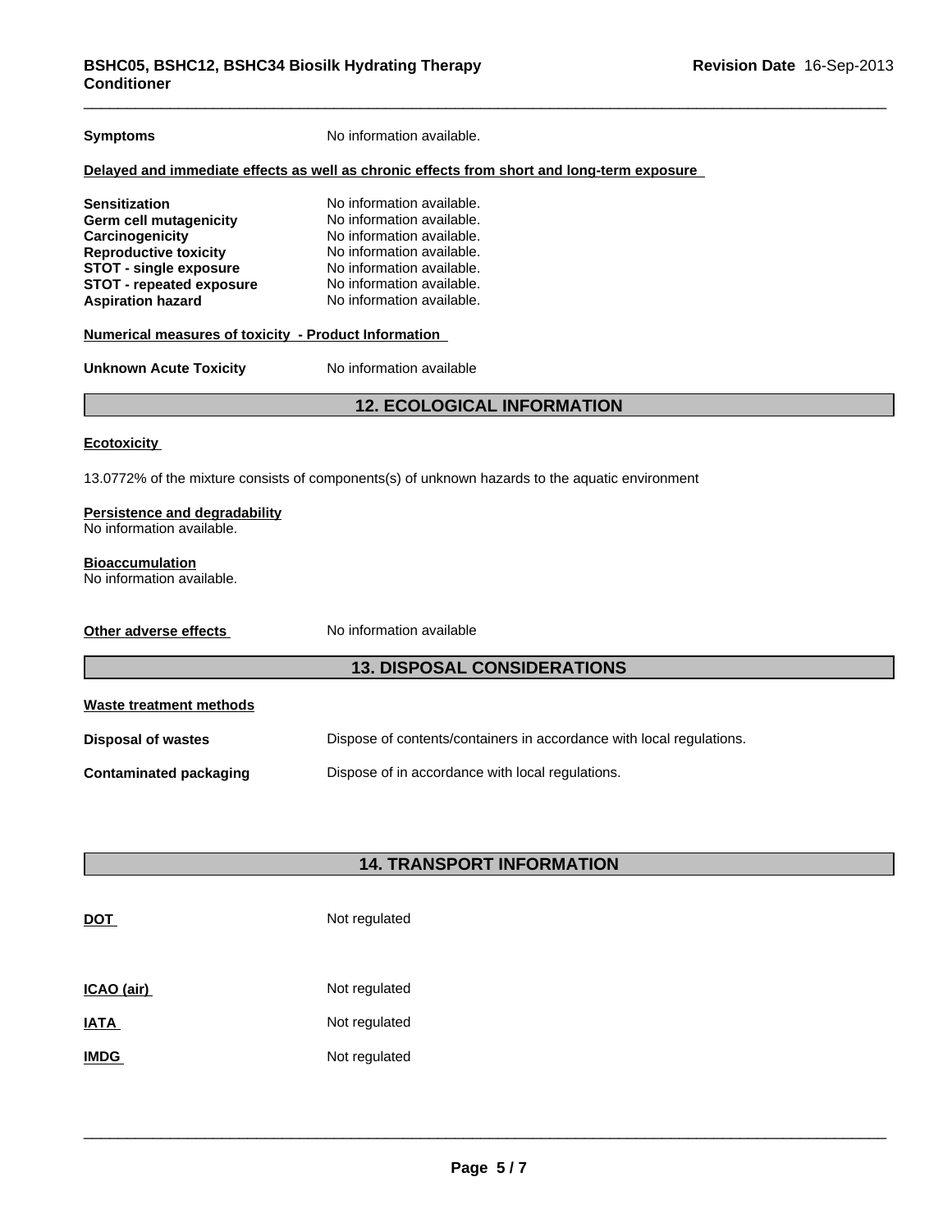**Symptoms** No information available.

**Delayed and immediate effects as well as chronic effects from short and long-term exposure**

| | |
|---|---|
| **Sensitization** | No information available. |
| **Germ cell mutagenicity** | No information available. |
| **Carcinogenicity** | No information available. |
| **Reproductive toxicity** | No information available. |
| **STOT - single exposure** | No information available. |
| **STOT - repeated exposure** | No information available. |
| **Aspiration hazard** | No information available. |

**Numerical measures of toxicity - Product Information**

**Unknown Acute Toxicity** No information available

## 12. ECOLOGICAL INFORMATION

**Ecotoxicity**

13.0772% of the mixture consists of components(s) of unknown hazards to the aquatic environment

**Persistence and degradability**
No information available.

**Bioaccumulation**
No information available.

**Other adverse effects** No information available

## 13. DISPOSAL CONSIDERATIONS

**Waste treatment methods**

**Disposal of wastes** Dispose of contents/containers in accordance with local regulations.

**Contaminated packaging** Dispose of in accordance with local regulations.

## 14. TRANSPORT INFORMATION

| | |
|---|---|
| **DOT** | Not regulated |
| **ICAO (air)** | Not regulated |
| **IATA** | Not regulated |
| **IMDG** | Not regulated |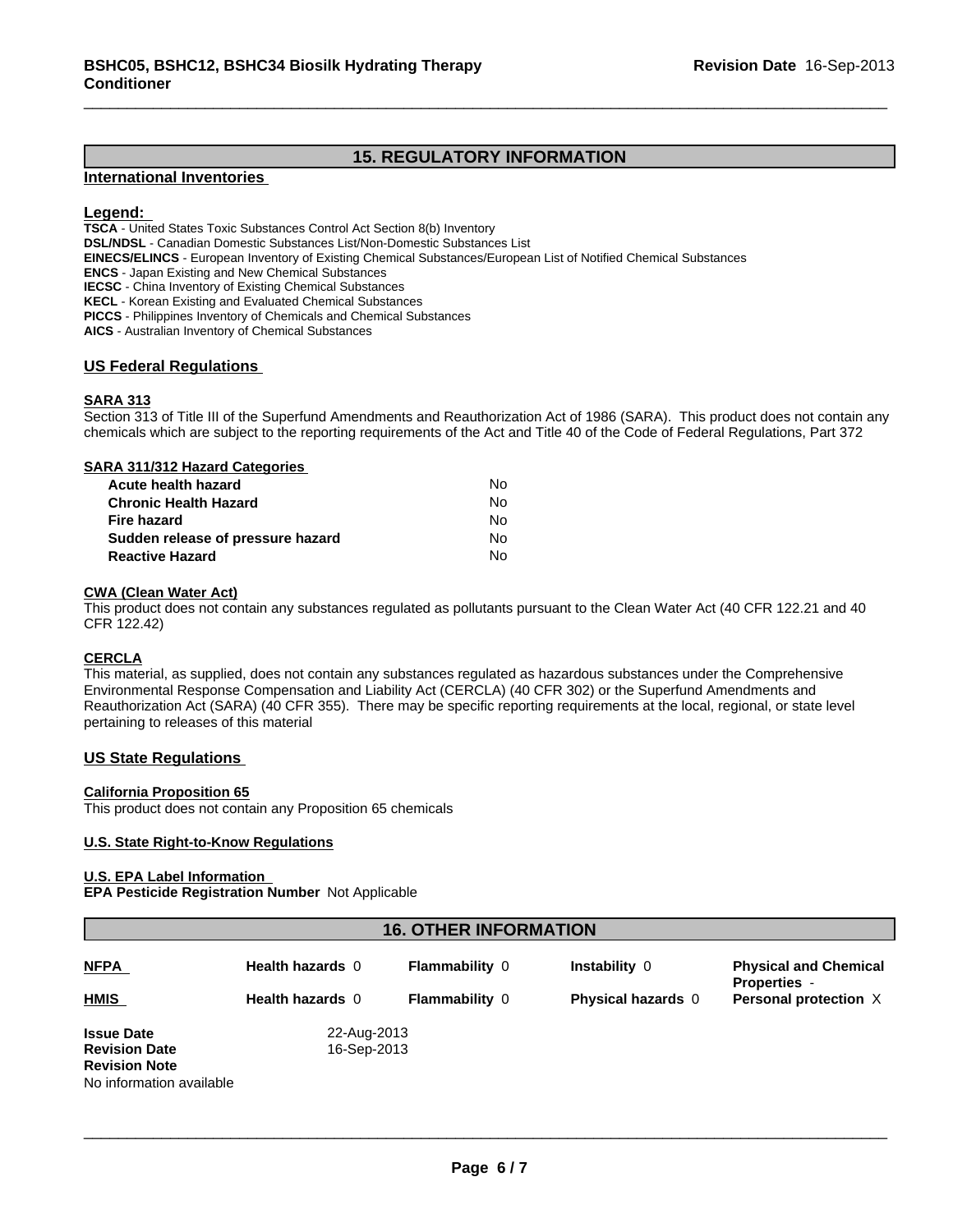## 15. REGULATORY INFORMATION

### International Inventories

**Legend:**

**TSCA** - United States Toxic Substances Control Act Section 8(b) Inventory
**DSL/NDSL** - Canadian Domestic Substances List/Non-Domestic Substances List
**EINECS/ELINCS** - European Inventory of Existing Chemical Substances/European List of Notified Chemical Substances
**ENCS** - Japan Existing and New Chemical Substances
**IECSC** - China Inventory of Existing Chemical Substances
**KECL** - Korean Existing and Evaluated Chemical Substances
**PICCS** - Philippines Inventory of Chemicals and Chemical Substances
**AICS** - Australian Inventory of Chemical Substances

### US Federal Regulations

**SARA 313**

Section 313 of Title III of the Superfund Amendments and Reauthorization Act of 1986 (SARA). This product does not contain any chemicals which are subject to the reporting requirements of the Act and Title 40 of the Code of Federal Regulations, Part 372

**SARA 311/312 Hazard Categories**

| | |
|---|---|
| **Acute health hazard** | No |
| **Chronic Health Hazard** | No |
| **Fire hazard** | No |
| **Sudden release of pressure hazard** | No |
| **Reactive Hazard** | No |

**CWA (Clean Water Act)**

This product does not contain any substances regulated as pollutants pursuant to the Clean Water Act (40 CFR 122.21 and 40 CFR 122.42)

**CERCLA**

This material, as supplied, does not contain any substances regulated as hazardous substances under the Comprehensive Environmental Response Compensation and Liability Act (CERCLA) (40 CFR 302) or the Superfund Amendments and Reauthorization Act (SARA) (40 CFR 355). There may be specific reporting requirements at the local, regional, or state level pertaining to releases of this material

### US State Regulations

**California Proposition 65**

This product does not contain any Proposition 65 chemicals

**U.S. State Right-to-Know Regulations**

**U.S. EPA Label Information**

**EPA Pesticide Registration Number** Not Applicable

## 16. OTHER INFORMATION

| | | | | |
|---|---|---|---|---|
| **NFPA** | **Health hazards** 0 | **Flammability** 0 | **Instability** 0 | **Physical and Chemical Properties** - |
| **HMIS** | **Health hazards** 0 | **Flammability** 0 | **Physical hazards** 0 | **Personal protection** X |

**Issue Date** 22-Aug-2013
**Revision Date** 16-Sep-2013
**Revision Note**
No information available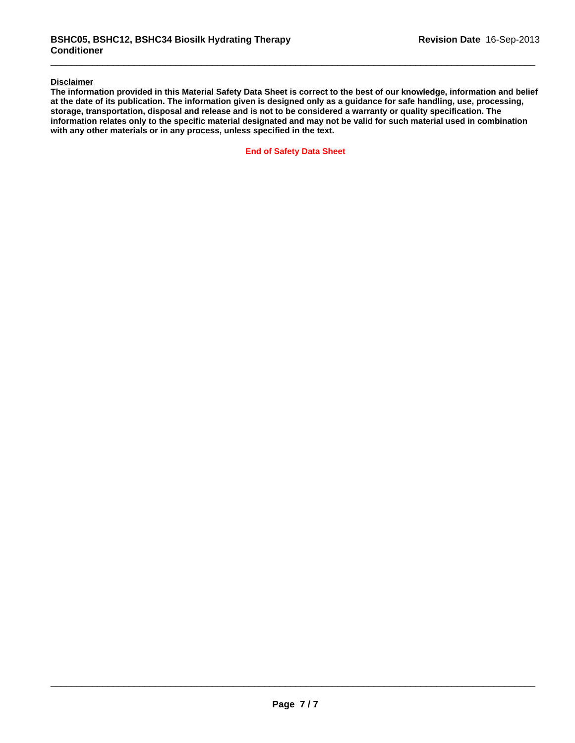**Disclaimer**

**The information provided in this Material Safety Data Sheet is correct to the best of our knowledge, information and belief at the date of its publication. The information given is designed only as a guidance for safe handling, use, processing, storage, transportation, disposal and release and is not to be considered a warranty or quality specification. The information relates only to the specific material designated and may not be valid for such material used in combination with any other materials or in any process, unless specified in the text.**

**End of Safety Data Sheet**